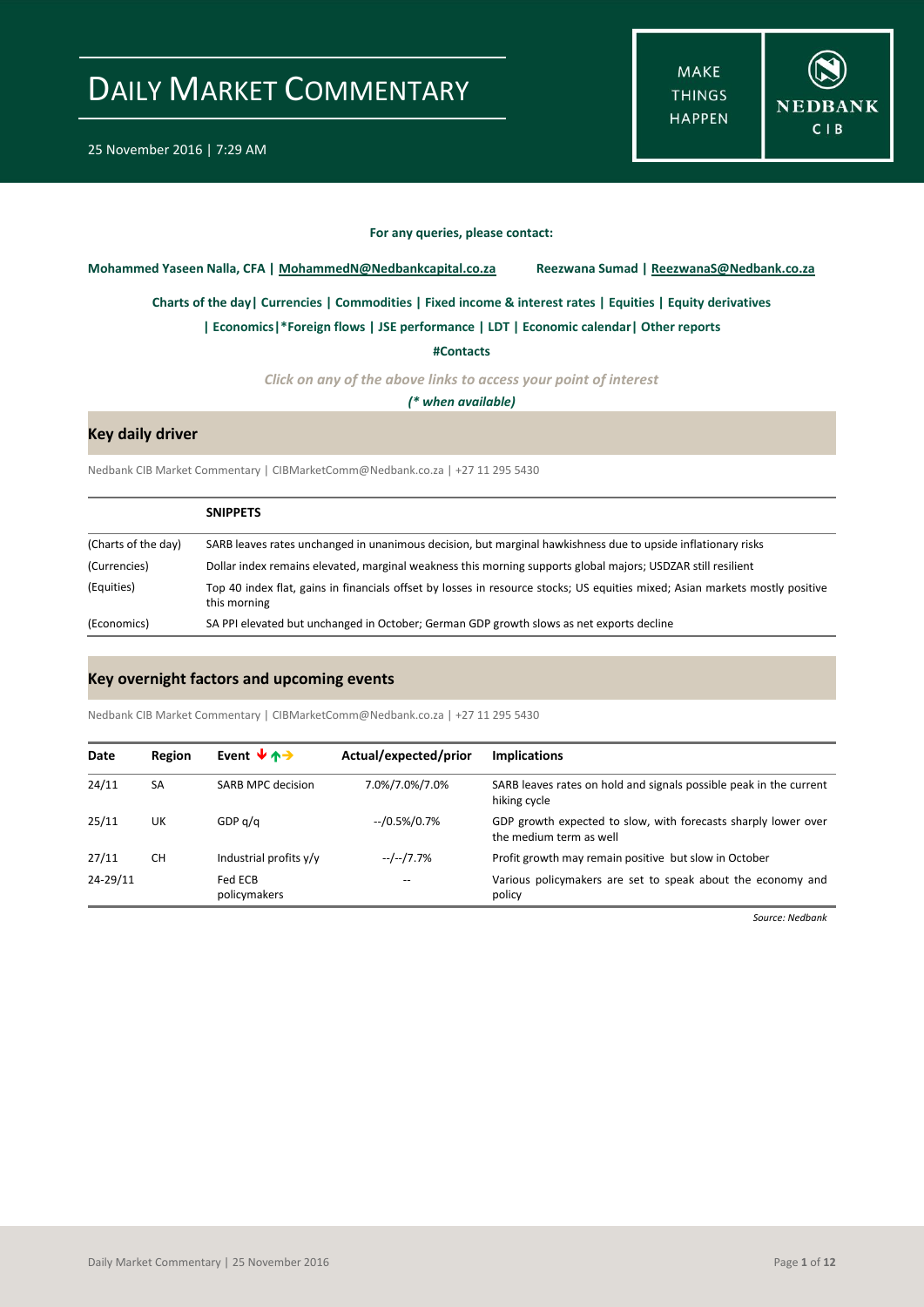# DAILY MARKET COMMENTARY

25 November 2016 | 7:29 AM

MAKE THINGS HAPPEN

NEDBANK CIB

**For any queries, please contact:**

**Mohammed Yaseen Nalla, CFA | MohammedN@Nedbankcapital.co.za** **Reezwana Sumad | ReezwanaS@Nedbank.co.za**

**Charts of the day| Currencies | Commodities | Fixed income & interest rates | Equities | Equity derivatives**

**| Economics|*Foreign flows | JSE performance | LDT | Economic calendar| Other reports**

**#Contacts**

*Click on any of the above links to access your point of interest*

***(* when available)***

## Key daily driver

Nedbank CIB Market Commentary | CIBMarketComm@Nedbank.co.za | +27 11 295 5430

| | **SNIPPETS** |
|---|---|
| (Charts of the day) | SARB leaves rates unchanged in unanimous decision, but marginal hawkishness due to upside inflationary risks |
| (Currencies) | Dollar index remains elevated, marginal weakness this morning supports global majors; USDZAR still resilient |
| (Equities) | Top 40 index flat, gains in financials offset by losses in resource stocks; US equities mixed; Asian markets mostly positive this morning |
| (Economics) | SA PPI elevated but unchanged in October; German GDP growth slows as net exports decline |

## Key overnight factors and upcoming events

Nedbank CIB Market Commentary | CIBMarketComm@Nedbank.co.za | +27 11 295 5430

| Date | Region | Event ↓↑→ | Actual/expected/prior | Implications |
|---|---|---|---|---|
| 24/11 | SA | SARB MPC decision | 7.0%/7.0%/7.0% | SARB leaves rates on hold and signals possible peak in the current hiking cycle |
| 25/11 | UK | GDP q/q | --/0.5%/0.7% | GDP growth expected to slow, with forecasts sharply lower over the medium term as well |
| 27/11 | CH | Industrial profits y/y | --/--/7.7% | Profit growth may remain positive but slow in October |
| 24-29/11 | | Fed ECB policymakers | -- | Various policymakers are set to speak about the economy and policy |

*Source: Nedbank*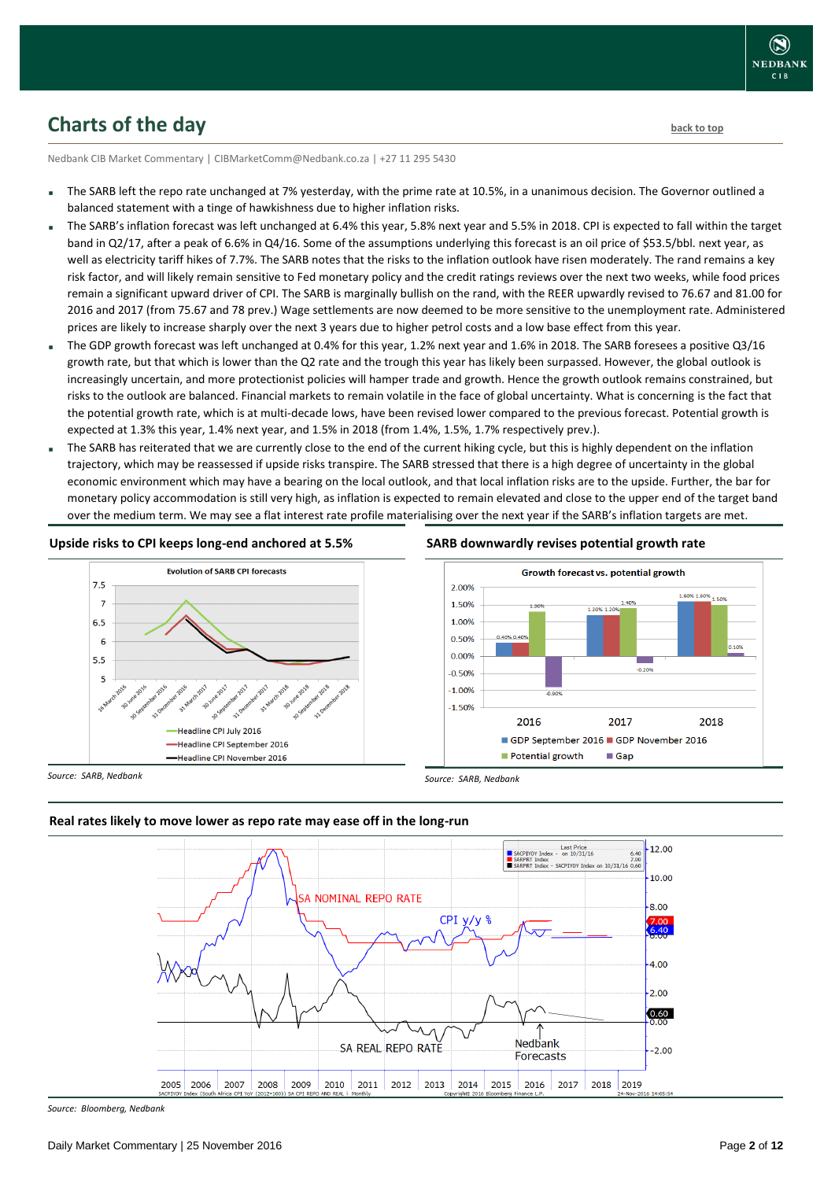## Charts of the day

back to top

Nedbank CIB Market Commentary | CIBMarketComm@Nedbank.co.za | +27 11 295 5430

- The SARB left the repo rate unchanged at 7% yesterday, with the prime rate at 10.5%, in a unanimous decision. The Governor outlined a balanced statement with a tinge of hawkishness due to higher inflation risks.
- The SARB's inflation forecast was left unchanged at 6.4% this year, 5.8% next year and 5.5% in 2018. CPI is expected to fall within the target band in Q2/17, after a peak of 6.6% in Q4/16. Some of the assumptions underlying this forecast is an oil price of $53.5/bbl. next year, as well as electricity tariff hikes of 7.7%. The SARB notes that the risks to the inflation outlook have risen moderately. The rand remains a key risk factor, and will likely remain sensitive to Fed monetary policy and the credit ratings reviews over the next two weeks, while food prices remain a significant upward driver of CPI. The SARB is marginally bullish on the rand, with the REER upwardly revised to 76.67 and 81.00 for 2016 and 2017 (from 75.67 and 78 prev.) Wage settlements are now deemed to be more sensitive to the unemployment rate. Administered prices are likely to increase sharply over the next 3 years due to higher petrol costs and a low base effect from this year.
- The GDP growth forecast was left unchanged at 0.4% for this year, 1.2% next year and 1.6% in 2018. The SARB foresees a positive Q3/16 growth rate, but that which is lower than the Q2 rate and the trough this year has likely been surpassed. However, the global outlook is increasingly uncertain, and more protectionist policies will hamper trade and growth. Hence the growth outlook remains constrained, but risks to the outlook are balanced. Financial markets to remain volatile in the face of global uncertainty. What is concerning is the fact that the potential growth rate, which is at multi-decade lows, have been revised lower compared to the previous forecast. Potential growth is expected at 1.3% this year, 1.4% next year, and 1.5% in 2018 (from 1.4%, 1.5%, 1.7% respectively prev.).
- The SARB has reiterated that we are currently close to the end of the current hiking cycle, but this is highly dependent on the inflation trajectory, which may be reassessed if upside risks transpire. The SARB stressed that there is a high degree of uncertainty in the global economic environment which may have a bearing on the local outlook, and that local inflation risks are to the upside. Further, the bar for monetary policy accommodation is still very high, as inflation is expected to remain elevated and close to the upper end of the target band over the medium term. We may see a flat interest rate profile materialising over the next year if the SARB's inflation targets are met.

### Upside risks to CPI keeps long-end anchored at 5.5%

*Source: SARB, Nedbank*

### SARB downwardly revises potential growth rate

*Source: SARB, Nedbank*

### Real rates likely to move lower as repo rate may ease off in the long-run

*Source: Bloomberg, Nedbank*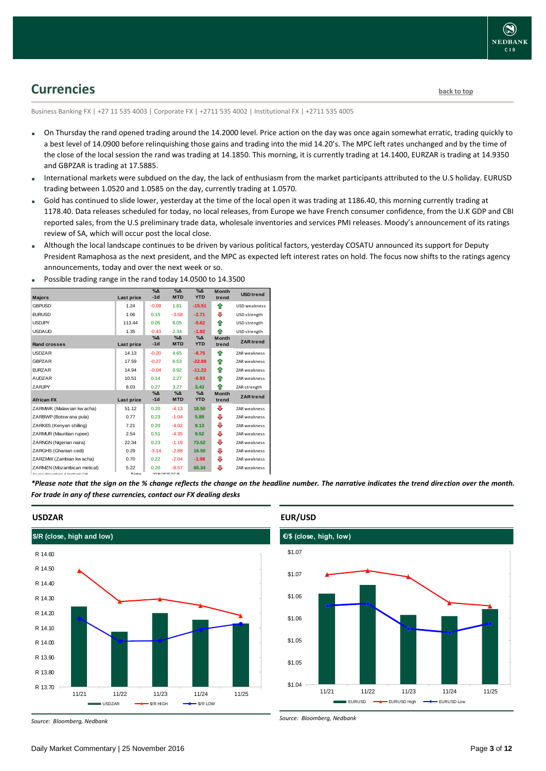## Currencies

back to top

Business Banking FX | +27 11 535 4003 | Corporate FX | +2711 535 4002 | Institutional FX | +2711 535 4005

- On Thursday the rand opened trading around the 14.2000 level. Price action on the day was once again somewhat erratic, trading quickly to a best level of 14.0900 before relinquishing those gains and trading into the mid 14.20's. The MPC left rates unchanged and by the time of the close of the local session the rand was trading at 14.1850. This morning, it is currently trading at 14.1400, EURZAR is trading at 14.9350 and GBPZAR is trading at 17.5885.
- International markets were subdued on the day, the lack of enthusiasm from the market participants attributed to the U.S holiday. EURUSD trading between 1.0520 and 1.0585 on the day, currently trading at 1.0570.
- Gold has continued to slide lower, yesterday at the time of the local open it was trading at 1186.40, this morning currently trading at 1178.40. Data releases scheduled for today, no local releases, from Europe we have French consumer confidence, from the U.K GDP and CBI reported sales, from the U.S preliminary trade data, wholesale inventories and services PMI releases. Moody's announcement of its ratings review of SA, which will occur post the local close.
- Although the local landscape continues to be driven by various political factors, yesterday COSATU announced its support for Deputy President Ramaphosa as the next president, and the MPC as expected left interest rates on hold. The focus now shifts to the ratings agency announcements, today and over the next week or so.
- Possible trading range in the rand today 14.0500 to 14.3500

| Majors | Last price | %Δ -1d | %Δ MTD | %Δ YTD | Month trend | USD trend |
|---|---|---|---|---|---|---|
| GBPUSD | 1.24 | -0.09 | 1.81 | -15.51 | ⇧ | USD weakness |
| EURUSD | 1.06 | 0.15 | -3.58 | -2.71 | ⇩ | USD strength |
| USDJPY | 113.44 | 0.05 | 8.05 | -5.62 | ⇧ | USD strength |
| USDAUD | 1.35 | -0.43 | 2.34 | -1.92 | ⇧ | USD strength |
| **Rand crosses** | **Last price** | **%Δ -1d** | **%Δ MTD** | **%Δ YTD** | **Month trend** | **ZAR trend** |
| USDZAR | 14.13 | -0.20 | 4.65 | -8.75 | ⇧ | ZAR weakness |
| GBPZAR | 17.59 | -0.27 | 6.53 | -22.89 | ⇧ | ZAR weakness |
| EURZAR | 14.94 | -0.04 | 0.92 | -11.22 | ⇧ | ZAR weakness |
| AUDZAR | 10.51 | 0.14 | 2.27 | -6.93 | ⇧ | ZAR weakness |
| ZARJPY | 8.03 | 0.27 | 3.27 | 3.43 | ⇧ | ZAR strength |
| **African FX** | **Last price** | **%Δ -1d** | **%Δ MTD** | **%Δ YTD** | **Month trend** | **ZAR trend** |
| ZARMWK (Malawian kwacha) | 51.12 | 0.20 | -4.13 | 18.50 | ⇩ | ZAR weakness |
| ZARBWP (Botswana pula) | 0.77 | 0.23 | -1.04 | 5.89 | ⇩ | ZAR weakness |
| ZARKES (Kenyan shilling) | 7.21 | 0.20 | -4.02 | 9.13 | ⇩ | ZAR weakness |
| ZARMUR (Mauritian rupee) | 2.54 | 0.51 | -4.35 | 9.52 | ⇩ | ZAR weakness |
| ZARNGN (Nigerian naira) | 22.34 | 0.23 | -1.19 | 73.52 | ⇩ | ZAR weakness |
| ZARGHS (Ghanian cedi) | 0.29 | -3.14 | -2.88 | 16.50 | ⇩ | ZAR weakness |
| ZARZMW (Zambian kwacha) | 0.70 | 0.22 | -2.04 | -1.98 | ⇩ | ZAR weakness |
| ZARMZN (Mozambican metical) | 5.22 | 0.20 | -8.57 | 68.34 | ⇩ | ZAR weakness |

*\*Please note that the sign on the % change reflects the change on the headline number. The narrative indicates the trend direction over the month. For trade in any of these currencies, contact our FX dealing desks*

### USDZAR

**$/R (close, high and low)**

Source: Bloomberg, Nedbank

### EUR/USD

**€/$ (close, high, low)**

Source: Bloomberg, Nedbank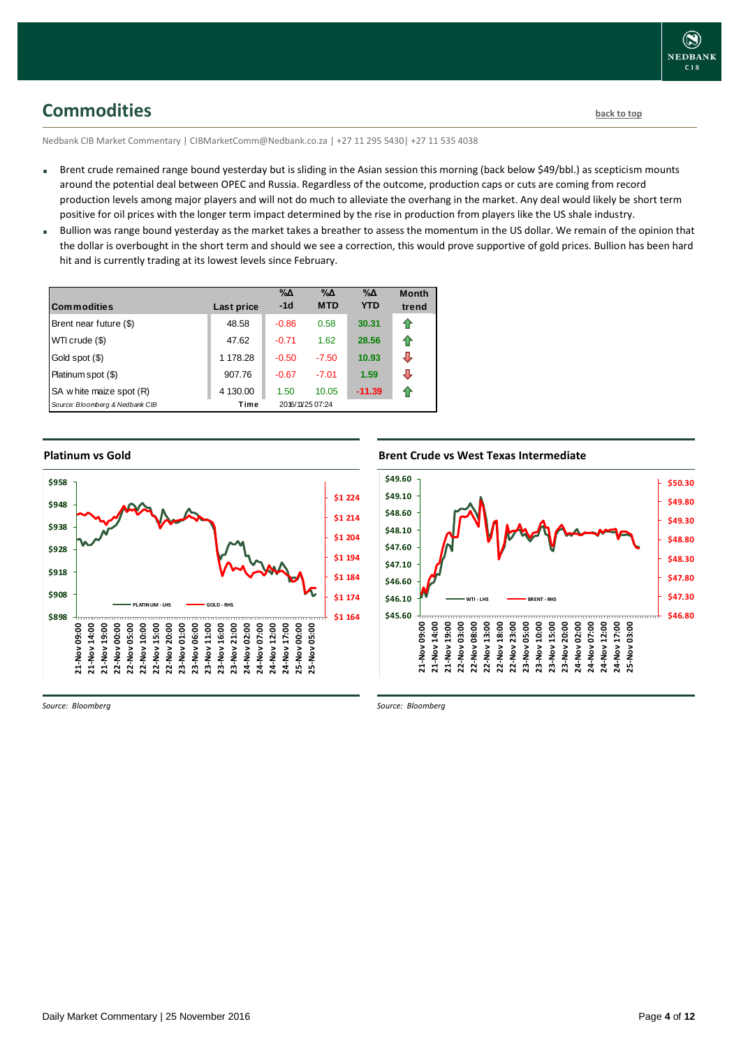## Commodities

back to top

Nedbank CIB Market Commentary | CIBMarketComm@Nedbank.co.za | +27 11 295 5430| +27 11 535 4038

- Brent crude remained range bound yesterday but is sliding in the Asian session this morning (back below $49/bbl.) as scepticism mounts around the potential deal between OPEC and Russia. Regardless of the outcome, production caps or cuts are coming from record production levels among major players and will not do much to alleviate the overhang in the market. Any deal would likely be short term positive for oil prices with the longer term impact determined by the rise in production from players like the US shale industry.
- Bullion was range bound yesterday as the market takes a breather to assess the momentum in the US dollar. We remain of the opinion that the dollar is overbought in the short term and should we see a correction, this would prove supportive of gold prices. Bullion has been hard hit and is currently trading at its lowest levels since February.

| Commodities | Last price | %Δ -1d | %Δ MTD | %Δ YTD | Month trend |
|---|---|---|---|---|---|
| Brent near future ($) | 48.58 | -0.86 | 0.58 | 30.31 | ⇧ |
| WTI crude ($) | 47.62 | -0.71 | 1.62 | 28.56 | ⇧ |
| Gold spot ($) | 1 178.28 | -0.50 | -7.50 | 10.93 | ⇩ |
| Platinum spot ($) | 907.76 | -0.67 | -7.01 | 1.59 | ⇩ |
| SA white maize spot (R) | 4 130.00 | 1.50 | 10.05 | -11.39 | ⇧ |
| *Source: Bloomberg & Nedbank CIB* | Time | 2016/11/25 07:24 | | | |

### Platinum vs Gold

*Source: Bloomberg*

### Brent Crude vs West Texas Intermediate

*Source: Bloomberg*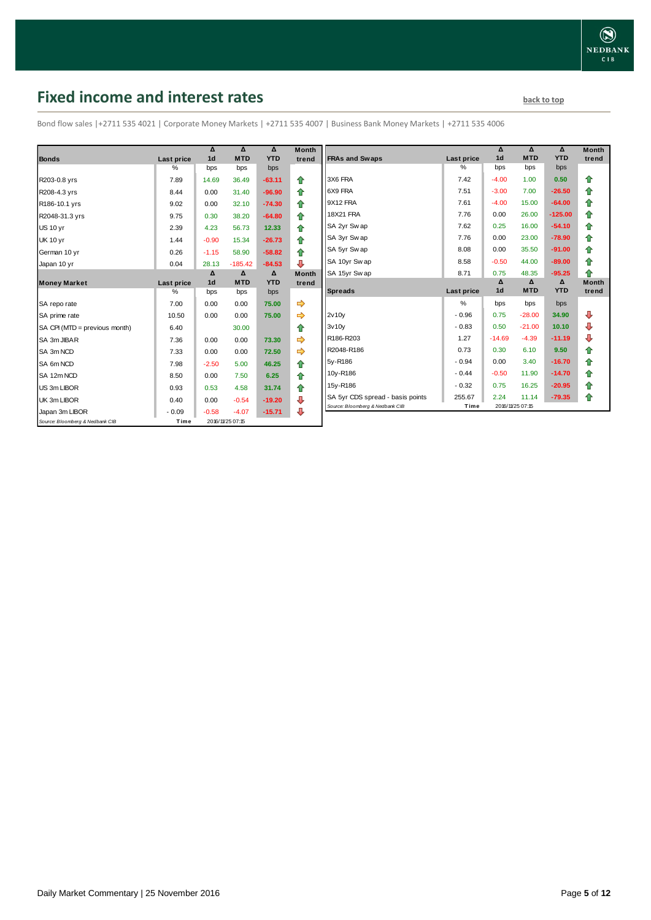# Fixed income and interest rates

back to top

Bond flow sales |+2711 535 4021 | Corporate Money Markets | +2711 535 4007 | Business Bank Money Markets | +2711 535 4006

| Bonds | Last price | Δ 1d | Δ MTD | Δ YTD | Month trend |
|---|---|---|---|---|---|
| | % | bps | bps | bps | |
| R203-0.8 yrs | 7.89 | 14.69 | 36.49 | -63.11 | ⇧ |
| R208-4.3 yrs | 8.44 | 0.00 | 31.40 | -96.90 | ⇧ |
| R186-10.1 yrs | 9.02 | 0.00 | 32.10 | -74.30 | ⇧ |
| R2048-31.3 yrs | 9.75 | 0.30 | 38.20 | -64.80 | ⇧ |
| US 10 yr | 2.39 | 4.23 | 56.73 | 12.33 | ⇧ |
| UK 10 yr | 1.44 | -0.90 | 15.34 | -26.73 | ⇧ |
| German 10 yr | 0.26 | -1.15 | 58.90 | -58.82 | ⇧ |
| Japan 10 yr | 0.04 | 28.13 | -185.42 | -84.53 | ⇩ |

| Money Market | Last price | Δ 1d | Δ MTD | Δ YTD | Month trend |
|---|---|---|---|---|---|
| | % | bps | bps | bps | |
| SA repo rate | 7.00 | 0.00 | 0.00 | 75.00 | ⇨ |
| SA prime rate | 10.50 | 0.00 | 0.00 | 75.00 | ⇨ |
| SA CPI (MTD = previous month) | 6.40 | | 30.00 | | ⇧ |
| SA 3m JIBAR | 7.36 | 0.00 | 0.00 | 73.30 | ⇨ |
| SA 3m NCD | 7.33 | 0.00 | 0.00 | 72.50 | ⇨ |
| SA 6m NCD | 7.98 | -2.50 | 5.00 | 46.25 | ⇧ |
| SA 12m NCD | 8.50 | 0.00 | 7.50 | 6.25 | ⇧ |
| US 3m LIBOR | 0.93 | 0.53 | 4.58 | 31.74 | ⇧ |
| UK 3m LIBOR | 0.40 | 0.00 | -0.54 | -19.20 | ⇩ |
| Japan 3m LIBOR | -0.09 | -0.58 | -4.07 | -15.71 | ⇩ |

*Source: Bloomberg & Nedbank CIB* Time 2016/11/25 07:15

| FRAs and Swaps | Last price | Δ 1d | Δ MTD | Δ YTD | Month trend |
|---|---|---|---|---|---|
| | % | bps | bps | bps | |
| 3X6 FRA | 7.42 | -4.00 | 1.00 | 0.50 | ⇧ |
| 6X9 FRA | 7.51 | -3.00 | 7.00 | -26.50 | ⇧ |
| 9X12 FRA | 7.61 | -4.00 | 15.00 | -64.00 | ⇧ |
| 18X21 FRA | 7.76 | 0.00 | 26.00 | -125.00 | ⇧ |
| SA 2yr Swap | 7.62 | 0.25 | 16.00 | -54.10 | ⇧ |
| SA 3yr Swap | 7.76 | 0.00 | 23.00 | -78.90 | ⇧ |
| SA 5yr Swap | 8.08 | 0.00 | 35.50 | -91.00 | ⇧ |
| SA 10yr Swap | 8.58 | -0.50 | 44.00 | -89.00 | ⇧ |
| SA 15yr Swap | 8.71 | 0.75 | 48.35 | -95.25 | ⇧ |

| Spreads | Last price | Δ 1d | Δ MTD | Δ YTD | Month trend |
|---|---|---|---|---|---|
| | % | bps | bps | bps | |
| 2v10y | -0.96 | 0.75 | -28.00 | 34.90 | ⇩ |
| 3v10y | -0.83 | 0.50 | -21.00 | 10.10 | ⇩ |
| R186-R203 | 1.27 | -14.69 | -4.39 | -11.19 | ⇩ |
| R2048-R186 | 0.73 | 0.30 | 6.10 | 9.50 | ⇧ |
| 5y-R186 | -0.94 | 0.00 | 3.40 | -16.70 | ⇧ |
| 10y-R186 | -0.44 | -0.50 | 11.90 | -14.70 | ⇧ |
| 15y-R186 | -0.32 | 0.75 | 16.25 | -20.95 | ⇧ |
| SA 5yr CDS spread - basis points | 255.67 | 2.24 | 11.14 | -79.35 | ⇧ |

*Source: Bloomberg & Nedbank CIB* Time 2016/11/25 07:15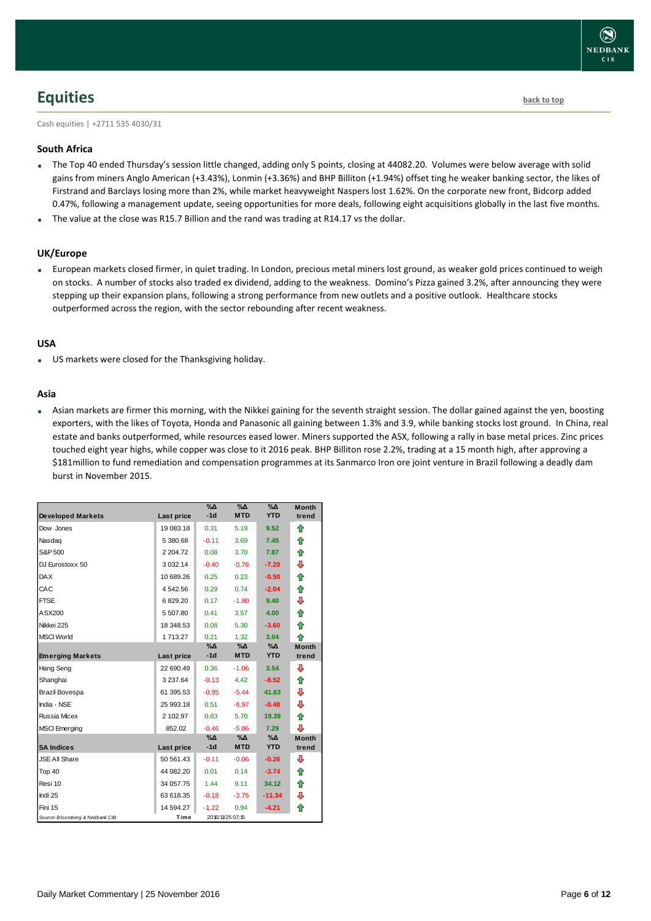## Equities

back to top

Cash equities | +2711 535 4030/31

### South Africa

- The Top 40 ended Thursday's session little changed, adding only 5 points, closing at 44082.20. Volumes were below average with solid gains from miners Anglo American (+3.43%), Lonmin (+3.36%) and BHP Billiton (+1.94%) offset ting he weaker banking sector, the likes of Firstrand and Barclays losing more than 2%, while market heavyweight Naspers lost 1.62%. On the corporate new front, Bidcorp added 0.47%, following a management update, seeing opportunities for more deals, following eight acquisitions globally in the last five months.
- The value at the close was R15.7 Billion and the rand was trading at R14.17 vs the dollar.

### UK/Europe

- European markets closed firmer, in quiet trading. In London, precious metal miners lost ground, as weaker gold prices continued to weigh on stocks. A number of stocks also traded ex dividend, adding to the weakness. Domino's Pizza gained 3.2%, after announcing they were stepping up their expansion plans, following a strong performance from new outlets and a positive outlook. Healthcare stocks outperformed across the region, with the sector rebounding after recent weakness.

### USA

- US markets were closed for the Thanksgiving holiday.

### Asia

- Asian markets are firmer this morning, with the Nikkei gaining for the seventh straight session. The dollar gained against the yen, boosting exporters, with the likes of Toyota, Honda and Panasonic all gaining between 1.3% and 3.9, while banking stocks lost ground. In China, real estate and banks outperformed, while resources eased lower. Miners supported the ASX, following a rally in base metal prices. Zinc prices touched eight year highs, while copper was close to it 2016 peak. BHP Billiton rose 2.2%, trading at a 15 month high, after approving a \$181million to fund remediation and compensation programmes at its Sanmarco Iron ore joint venture in Brazil following a deadly dam burst in November 2015.

| Developed Markets | Last price | %Δ -1d | %Δ MTD | %Δ YTD | Month trend |
|---|---|---|---|---|---|
| Dow Jones | 19 083.18 | 0.31 | 5.19 | 9.52 | ⇧ |
| Nasdaq | 5 380.68 | -0.11 | 3.69 | 7.45 | ⇧ |
| S&P 500 | 2 204.72 | 0.08 | 3.70 | 7.87 | ⇧ |
| DJ Eurostoxx 50 | 3 032.14 | -0.40 | -0.76 | -7.20 | ⇩ |
| DAX | 10 689.26 | 0.25 | 0.23 | -0.50 | ⇧ |
| CAC | 4 542.56 | 0.29 | 0.74 | -2.04 | ⇧ |
| FTSE | 6 829.20 | 0.17 | -1.80 | 9.40 | ⇩ |
| ASX200 | 5 507.80 | 0.41 | 3.57 | 4.00 | ⇧ |
| Nikkei 225 | 18 348.53 | 0.08 | 5.30 | -3.60 | ⇧ |
| MSCI World | 1 713.27 | 0.21 | 1.32 | 3.04 | ⇧ |
| **Emerging Markets** | **Last price** | **%Δ -1d** | **%Δ MTD** | **%Δ YTD** | **Month trend** |
| Hang Seng | 22 690.49 | 0.36 | -1.06 | 3.54 | ⇩ |
| Shanghai | 3 237.64 | -0.13 | 4.42 | -8.52 | ⇧ |
| Brazil Bovespa | 61 395.53 | -0.95 | -5.44 | 41.63 | ⇩ |
| India - NSE | 25 993.18 | 0.51 | -6.97 | -0.48 | ⇩ |
| Russia Micex | 2 102.97 | 0.83 | 5.70 | 19.39 | ⇧ |
| MSCI Emerging | 852.02 | -0.46 | -5.86 | 7.29 | ⇩ |
| **SA Indices** | **Last price** | **%Δ -1d** | **%Δ MTD** | **%Δ YTD** | **Month trend** |
| JSE All Share | 50 561.43 | -0.11 | -0.06 | -0.26 | ⇩ |
| Top 40 | 44 082.20 | 0.01 | 0.14 | -3.74 | ⇧ |
| Resi 10 | 34 057.75 | 1.44 | 9.11 | 34.12 | ⇧ |
| Indi 25 | 63 618.35 | -0.18 | -3.75 | -11.34 | ⇩ |
| Fini 15 | 14 594.27 | -1.22 | 0.94 | -4.21 | ⇧ |
| Source: Bloomberg & Nedbank CIB | Time | 2016/11/25 07:15 | | | |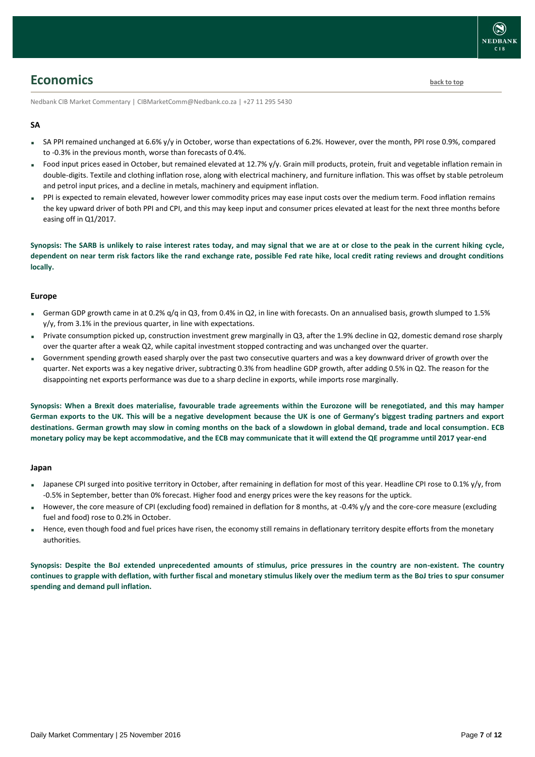# Economics

Nedbank CIB Market Commentary | CIBMarketComm@Nedbank.co.za | +27 11 295 5430

### SA

- SA PPI remained unchanged at 6.6% y/y in October, worse than expectations of 6.2%. However, over the month, PPI rose 0.9%, compared to -0.3% in the previous month, worse than forecasts of 0.4%.
- Food input prices eased in October, but remained elevated at 12.7% y/y. Grain mill products, protein, fruit and vegetable inflation remain in double-digits. Textile and clothing inflation rose, along with electrical machinery, and furniture inflation. This was offset by stable petroleum and petrol input prices, and a decline in metals, machinery and equipment inflation.
- PPI is expected to remain elevated, however lower commodity prices may ease input costs over the medium term. Food inflation remains the key upward driver of both PPI and CPI, and this may keep input and consumer prices elevated at least for the next three months before easing off in Q1/2017.

**Synopsis: The SARB is unlikely to raise interest rates today, and may signal that we are at or close to the peak in the current hiking cycle, dependent on near term risk factors like the rand exchange rate, possible Fed rate hike, local credit rating reviews and drought conditions locally.**

### Europe

- German GDP growth came in at 0.2% q/q in Q3, from 0.4% in Q2, in line with forecasts. On an annualised basis, growth slumped to 1.5% y/y, from 3.1% in the previous quarter, in line with expectations.
- Private consumption picked up, construction investment grew marginally in Q3, after the 1.9% decline in Q2, domestic demand rose sharply over the quarter after a weak Q2, while capital investment stopped contracting and was unchanged over the quarter.
- Government spending growth eased sharply over the past two consecutive quarters and was a key downward driver of growth over the quarter. Net exports was a key negative driver, subtracting 0.3% from headline GDP growth, after adding 0.5% in Q2. The reason for the disappointing net exports performance was due to a sharp decline in exports, while imports rose marginally.

**Synopsis: When a Brexit does materialise, favourable trade agreements within the Eurozone will be renegotiated, and this may hamper German exports to the UK. This will be a negative development because the UK is one of Germany's biggest trading partners and export destinations. German growth may slow in coming months on the back of a slowdown in global demand, trade and local consumption. ECB monetary policy may be kept accommodative, and the ECB may communicate that it will extend the QE programme until 2017 year-end**

### Japan

- Japanese CPI surged into positive territory in October, after remaining in deflation for most of this year. Headline CPI rose to 0.1% y/y, from -0.5% in September, better than 0% forecast. Higher food and energy prices were the key reasons for the uptick.
- However, the core measure of CPI (excluding food) remained in deflation for 8 months, at -0.4% y/y and the core-core measure (excluding fuel and food) rose to 0.2% in October.
- Hence, even though food and fuel prices have risen, the economy still remains in deflationary territory despite efforts from the monetary authorities.

**Synopsis: Despite the BoJ extended unprecedented amounts of stimulus, price pressures in the country are non-existent. The country continues to grapple with deflation, with further fiscal and monetary stimulus likely over the medium term as the BoJ tries to spur consumer spending and demand pull inflation.**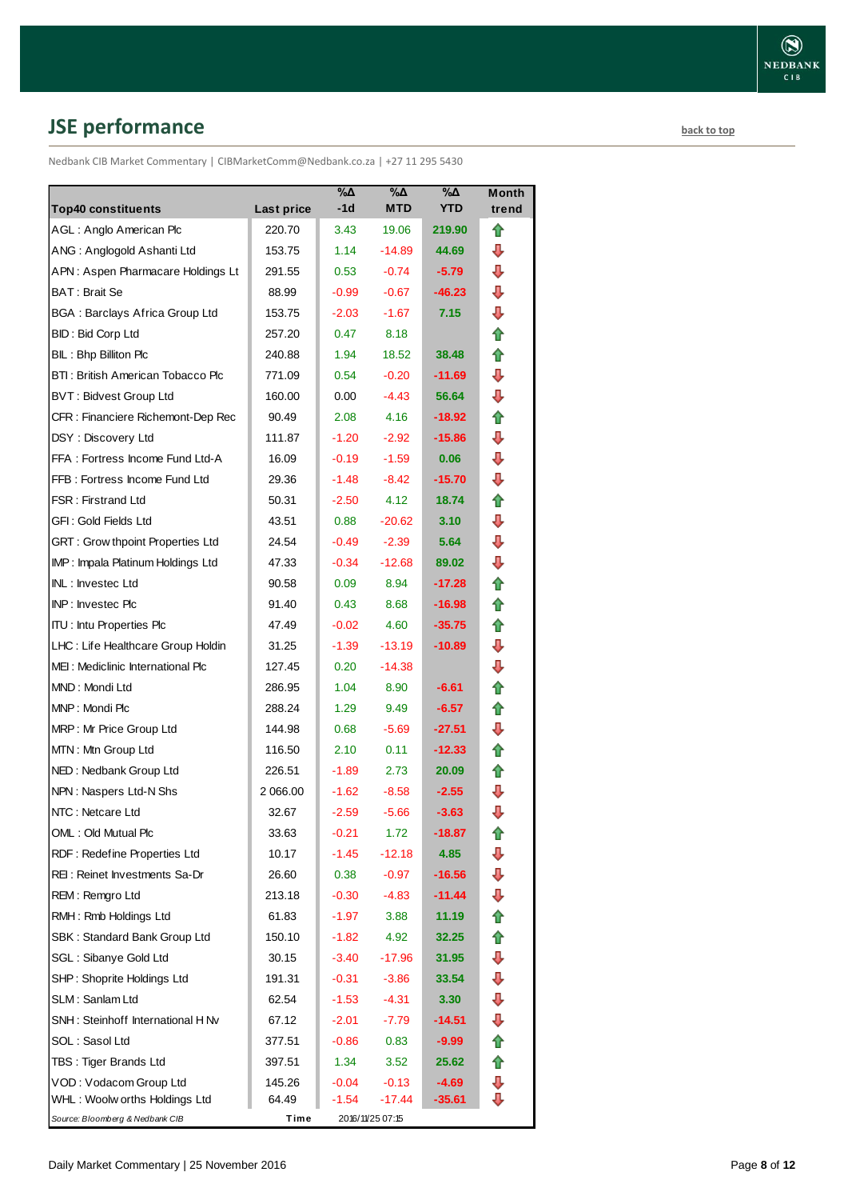## JSE performance

back to top

Nedbank CIB Market Commentary | CIBMarketComm@Nedbank.co.za | +27 11 295 5430

| Top40 constituents | Last price | %Δ -1d | %Δ MTD | %Δ YTD | Month trend |
|---|---|---|---|---|---|
| AGL : Anglo American Plc | 220.70 | 3.43 | 19.06 | 219.90 | ⇧ |
| ANG : Anglogold Ashanti Ltd | 153.75 | 1.14 | -14.89 | 44.69 | ⇩ |
| APN : Aspen Pharmacare Holdings Lt | 291.55 | 0.53 | -0.74 | -5.79 | ⇩ |
| BAT : Brait Se | 88.99 | -0.99 | -0.67 | -46.23 | ⇩ |
| BGA : Barclays Africa Group Ltd | 153.75 | -2.03 | -1.67 | 7.15 | ⇩ |
| BID : Bid Corp Ltd | 257.20 | 0.47 | 8.18 | | ⇧ |
| BIL : Bhp Billiton Plc | 240.88 | 1.94 | 18.52 | 38.48 | ⇧ |
| BTI : British American Tobacco Plc | 771.09 | 0.54 | -0.20 | -11.69 | ⇩ |
| BVT : Bidvest Group Ltd | 160.00 | 0.00 | -4.43 | 56.64 | ⇩ |
| CFR : Financiere Richemont-Dep Rec | 90.49 | 2.08 | 4.16 | -18.92 | ⇧ |
| DSY : Discovery Ltd | 111.87 | -1.20 | -2.92 | -15.86 | ⇩ |
| FFA : Fortress Income Fund Ltd-A | 16.09 | -0.19 | -1.59 | 0.06 | ⇩ |
| FFB : Fortress Income Fund Ltd | 29.36 | -1.48 | -8.42 | -15.70 | ⇩ |
| FSR : Firstrand Ltd | 50.31 | -2.50 | 4.12 | 18.74 | ⇧ |
| GFI : Gold Fields Ltd | 43.51 | 0.88 | -20.62 | 3.10 | ⇩ |
| GRT : Growthpoint Properties Ltd | 24.54 | -0.49 | -2.39 | 5.64 | ⇩ |
| IMP : Impala Platinum Holdings Ltd | 47.33 | -0.34 | -12.68 | 89.02 | ⇩ |
| INL : Investec Ltd | 90.58 | 0.09 | 8.94 | -17.28 | ⇧ |
| INP : Investec Plc | 91.40 | 0.43 | 8.68 | -16.98 | ⇧ |
| ITU : Intu Properties Plc | 47.49 | -0.02 | 4.60 | -35.75 | ⇧ |
| LHC : Life Healthcare Group Holdin | 31.25 | -1.39 | -13.19 | -10.89 | ⇩ |
| MEI : Mediclinic International Plc | 127.45 | 0.20 | -14.38 | | ⇩ |
| MND : Mondi Ltd | 286.95 | 1.04 | 8.90 | -6.61 | ⇧ |
| MNP : Mondi Plc | 288.24 | 1.29 | 9.49 | -6.57 | ⇧ |
| MRP : Mr Price Group Ltd | 144.98 | 0.68 | -5.69 | -27.51 | ⇩ |
| MTN : Mtn Group Ltd | 116.50 | 2.10 | 0.11 | -12.33 | ⇧ |
| NED : Nedbank Group Ltd | 226.51 | -1.89 | 2.73 | 20.09 | ⇧ |
| NPN : Naspers Ltd-N Shs | 2 066.00 | -1.62 | -8.58 | -2.55 | ⇩ |
| NTC : Netcare Ltd | 32.67 | -2.59 | -5.66 | -3.63 | ⇩ |
| OML : Old Mutual Plc | 33.63 | -0.21 | 1.72 | -18.87 | ⇧ |
| RDF : Redefine Properties Ltd | 10.17 | -1.45 | -12.18 | 4.85 | ⇩ |
| REI : Reinet Investments Sa-Dr | 26.60 | 0.38 | -0.97 | -16.56 | ⇩ |
| REM : Remgro Ltd | 213.18 | -0.30 | -4.83 | -11.44 | ⇩ |
| RMH : Rmb Holdings Ltd | 61.83 | -1.97 | 3.88 | 11.19 | ⇧ |
| SBK : Standard Bank Group Ltd | 150.10 | -1.82 | 4.92 | 32.25 | ⇧ |
| SGL : Sibanye Gold Ltd | 30.15 | -3.40 | -17.96 | 31.95 | ⇩ |
| SHP : Shoprite Holdings Ltd | 191.31 | -0.31 | -3.86 | 33.54 | ⇩ |
| SLM : Sanlam Ltd | 62.54 | -1.53 | -4.31 | 3.30 | ⇩ |
| SNH : Steinhoff International H Nv | 67.12 | -2.01 | -7.79 | -14.51 | ⇩ |
| SOL : Sasol Ltd | 377.51 | -0.86 | 0.83 | -9.99 | ⇧ |
| TBS : Tiger Brands Ltd | 397.51 | 1.34 | 3.52 | 25.62 | ⇧ |
| VOD : Vodacom Group Ltd | 145.26 | -0.04 | -0.13 | -4.69 | ⇩ |
| WHL : Woolworths Holdings Ltd | 64.49 | -1.54 | -17.44 | -35.61 | ⇩ |

*Source: Bloomberg & Nedbank CIB* Time 2016/11/25 07:15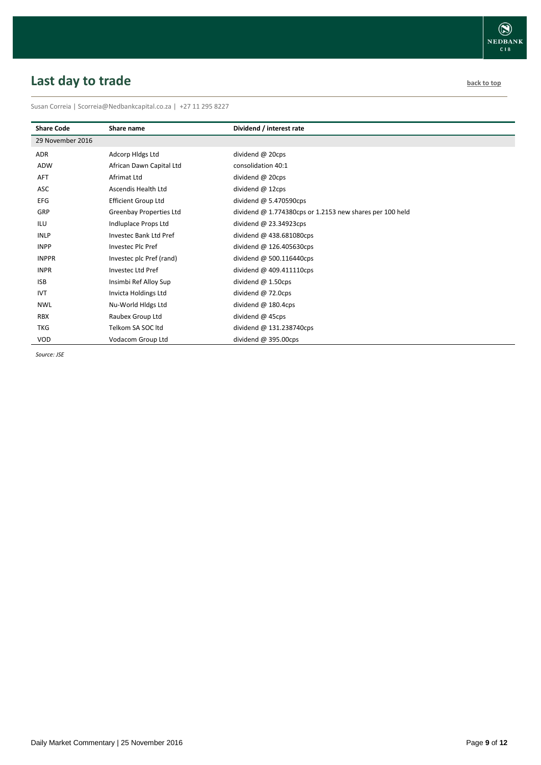## Last day to trade

back to top

Susan Correia | Scorreia@Nedbankcapital.co.za | +27 11 295 8227

| Share Code | Share name | Dividend / interest rate |
|---|---|---|
| 29 November 2016 | | |
| ADR | Adcorp Hldgs Ltd | dividend @ 20cps |
| ADW | African Dawn Capital Ltd | consolidation 40:1 |
| AFT | Afrimat Ltd | dividend @ 20cps |
| ASC | Ascendis Health Ltd | dividend @ 12cps |
| EFG | Efficient Group Ltd | dividend @ 5.470590cps |
| GRP | Greenbay Properties Ltd | dividend @ 1.774380cps or 1.2153 new shares per 100 held |
| ILU | Indluplace Props Ltd | dividend @ 23.34923cps |
| INLP | Investec Bank Ltd Pref | dividend @ 438.681080cps |
| INPP | Investec Plc Pref | dividend @ 126.405630cps |
| INPPR | Investec plc Pref (rand) | dividend @ 500.116440cps |
| INPR | Investec Ltd Pref | dividend @ 409.411110cps |
| ISB | Insimbi Ref Alloy Sup | dividend @ 1.50cps |
| IVT | Invicta Holdings Ltd | dividend @ 72.0cps |
| NWL | Nu-World Hldgs Ltd | dividend @ 180.4cps |
| RBX | Raubex Group Ltd | dividend @ 45cps |
| TKG | Telkom SA SOC ltd | dividend @ 131.238740cps |
| VOD | Vodacom Group Ltd | dividend @ 395.00cps |

*Source: JSE*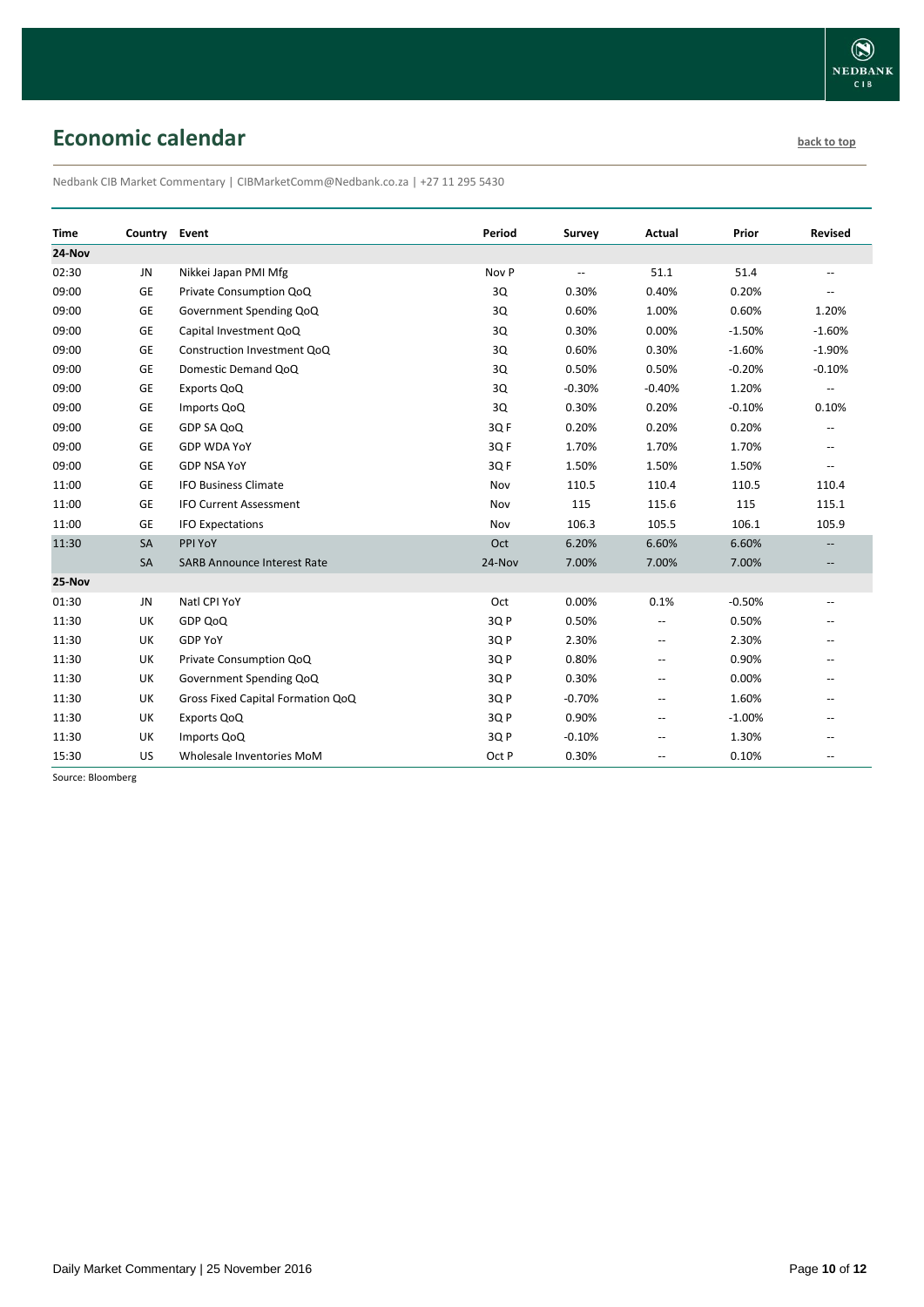## Economic calendar

back to top

Nedbank CIB Market Commentary | CIBMarketComm@Nedbank.co.za | +27 11 295 5430

| Time | Country | Event | Period | Survey | Actual | Prior | Revised |
|---|---|---|---|---|---|---|---|
| **24-Nov** | | | | | | | |
| 02:30 | JN | Nikkei Japan PMI Mfg | Nov P | -- | 51.1 | 51.4 | -- |
| 09:00 | GE | Private Consumption QoQ | 3Q | 0.30% | 0.40% | 0.20% | -- |
| 09:00 | GE | Government Spending QoQ | 3Q | 0.60% | 1.00% | 0.60% | 1.20% |
| 09:00 | GE | Capital Investment QoQ | 3Q | 0.30% | 0.00% | -1.50% | -1.60% |
| 09:00 | GE | Construction Investment QoQ | 3Q | 0.60% | 0.30% | -1.60% | -1.90% |
| 09:00 | GE | Domestic Demand QoQ | 3Q | 0.50% | 0.50% | -0.20% | -0.10% |
| 09:00 | GE | Exports QoQ | 3Q | -0.30% | -0.40% | 1.20% | -- |
| 09:00 | GE | Imports QoQ | 3Q | 0.30% | 0.20% | -0.10% | 0.10% |
| 09:00 | GE | GDP SA QoQ | 3Q F | 0.20% | 0.20% | 0.20% | -- |
| 09:00 | GE | GDP WDA YoY | 3Q F | 1.70% | 1.70% | 1.70% | -- |
| 09:00 | GE | GDP NSA YoY | 3Q F | 1.50% | 1.50% | 1.50% | -- |
| 11:00 | GE | IFO Business Climate | Nov | 110.5 | 110.4 | 110.5 | 110.4 |
| 11:00 | GE | IFO Current Assessment | Nov | 115 | 115.6 | 115 | 115.1 |
| 11:00 | GE | IFO Expectations | Nov | 106.3 | 105.5 | 106.1 | 105.9 |
| 11:30 | SA | PPI YoY | Oct | 6.20% | 6.60% | 6.60% | -- |
| | SA | SARB Announce Interest Rate | 24-Nov | 7.00% | 7.00% | 7.00% | -- |
| **25-Nov** | | | | | | | |
| 01:30 | JN | Natl CPI YoY | Oct | 0.00% | 0.1% | -0.50% | -- |
| 11:30 | UK | GDP QoQ | 3Q P | 0.50% | -- | 0.50% | -- |
| 11:30 | UK | GDP YoY | 3Q P | 2.30% | -- | 2.30% | -- |
| 11:30 | UK | Private Consumption QoQ | 3Q P | 0.80% | -- | 0.90% | -- |
| 11:30 | UK | Government Spending QoQ | 3Q P | 0.30% | -- | 0.00% | -- |
| 11:30 | UK | Gross Fixed Capital Formation QoQ | 3Q P | -0.70% | -- | 1.60% | -- |
| 11:30 | UK | Exports QoQ | 3Q P | 0.90% | -- | -1.00% | -- |
| 11:30 | UK | Imports QoQ | 3Q P | -0.10% | -- | 1.30% | -- |
| 15:30 | US | Wholesale Inventories MoM | Oct P | 0.30% | -- | 0.10% | -- |

Source: Bloomberg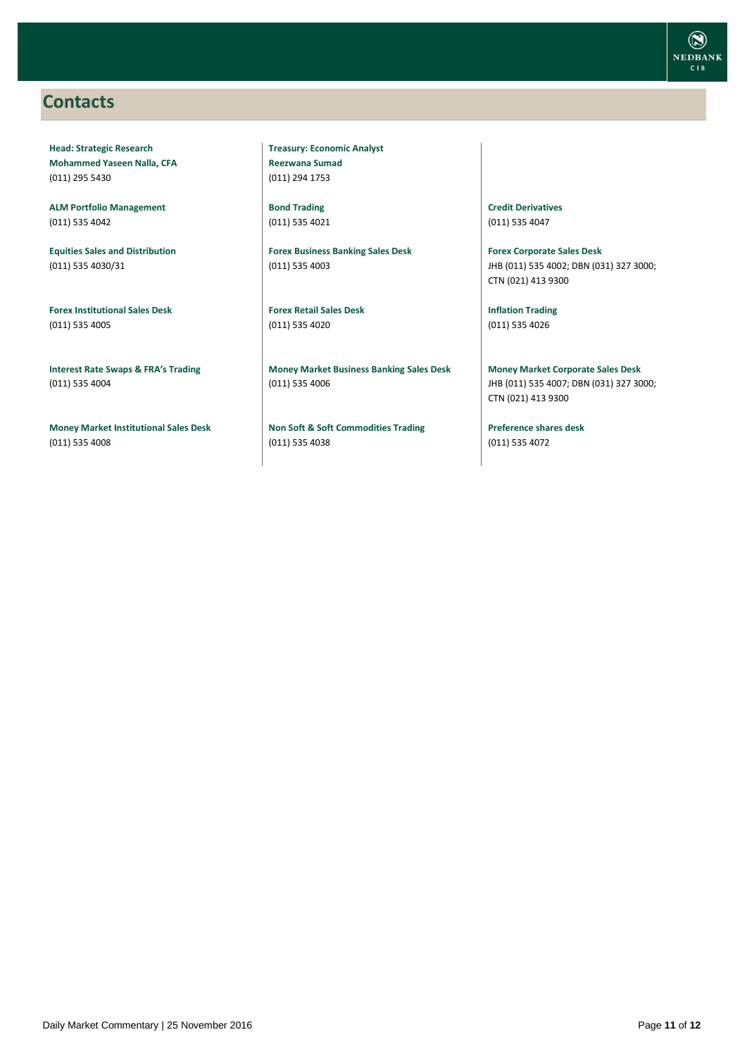## Contacts

**Head: Strategic Research**
**Mohammed Yaseen Nalla, CFA**
(011) 295 5430

**ALM Portfolio Management**
(011) 535 4042

**Equities Sales and Distribution**
(011) 535 4030/31

**Forex Institutional Sales Desk**
(011) 535 4005

**Interest Rate Swaps & FRA's Trading**
(011) 535 4004

**Money Market Institutional Sales Desk**
(011) 535 4008

**Treasury: Economic Analyst**
**Reezwana Sumad**
(011) 294 1753

**Bond Trading**
(011) 535 4021

**Forex Business Banking Sales Desk**
(011) 535 4003

**Forex Retail Sales Desk**
(011) 535 4020

**Money Market Business Banking Sales Desk**
(011) 535 4006

**Non Soft & Soft Commodities Trading**
(011) 535 4038

**Credit Derivatives**
(011) 535 4047

**Forex Corporate Sales Desk**
JHB (011) 535 4002; DBN (031) 327 3000; CTN (021) 413 9300

**Inflation Trading**
(011) 535 4026

**Money Market Corporate Sales Desk**
JHB (011) 535 4007; DBN (031) 327 3000; CTN (021) 413 9300

**Preference shares desk**
(011) 535 4072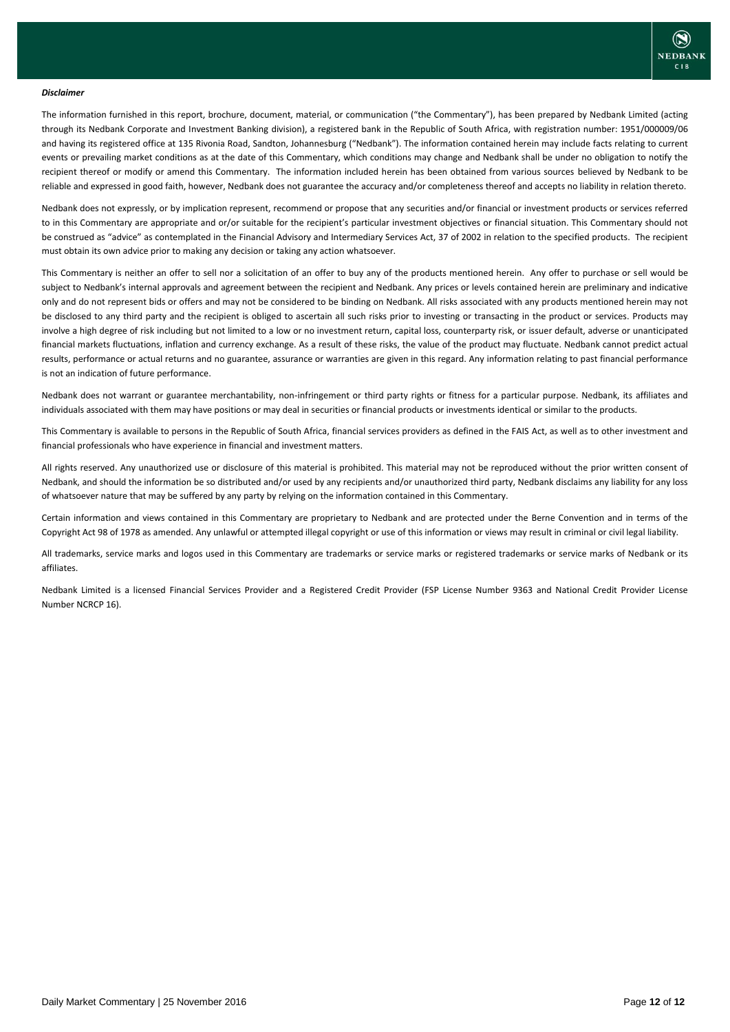***Disclaimer***

The information furnished in this report, brochure, document, material, or communication ("the Commentary"), has been prepared by Nedbank Limited (acting through its Nedbank Corporate and Investment Banking division), a registered bank in the Republic of South Africa, with registration number: 1951/000009/06 and having its registered office at 135 Rivonia Road, Sandton, Johannesburg ("Nedbank"). The information contained herein may include facts relating to current events or prevailing market conditions as at the date of this Commentary, which conditions may change and Nedbank shall be under no obligation to notify the recipient thereof or modify or amend this Commentary. The information included herein has been obtained from various sources believed by Nedbank to be reliable and expressed in good faith, however, Nedbank does not guarantee the accuracy and/or completeness thereof and accepts no liability in relation thereto.

Nedbank does not expressly, or by implication represent, recommend or propose that any securities and/or financial or investment products or services referred to in this Commentary are appropriate and or/or suitable for the recipient's particular investment objectives or financial situation. This Commentary should not be construed as "advice" as contemplated in the Financial Advisory and Intermediary Services Act, 37 of 2002 in relation to the specified products. The recipient must obtain its own advice prior to making any decision or taking any action whatsoever.

This Commentary is neither an offer to sell nor a solicitation of an offer to buy any of the products mentioned herein. Any offer to purchase or sell would be subject to Nedbank's internal approvals and agreement between the recipient and Nedbank. Any prices or levels contained herein are preliminary and indicative only and do not represent bids or offers and may not be considered to be binding on Nedbank. All risks associated with any products mentioned herein may not be disclosed to any third party and the recipient is obliged to ascertain all such risks prior to investing or transacting in the product or services. Products may involve a high degree of risk including but not limited to a low or no investment return, capital loss, counterparty risk, or issuer default, adverse or unanticipated financial markets fluctuations, inflation and currency exchange. As a result of these risks, the value of the product may fluctuate. Nedbank cannot predict actual results, performance or actual returns and no guarantee, assurance or warranties are given in this regard. Any information relating to past financial performance is not an indication of future performance.

Nedbank does not warrant or guarantee merchantability, non-infringement or third party rights or fitness for a particular purpose. Nedbank, its affiliates and individuals associated with them may have positions or may deal in securities or financial products or investments identical or similar to the products.

This Commentary is available to persons in the Republic of South Africa, financial services providers as defined in the FAIS Act, as well as to other investment and financial professionals who have experience in financial and investment matters.

All rights reserved. Any unauthorized use or disclosure of this material is prohibited. This material may not be reproduced without the prior written consent of Nedbank, and should the information be so distributed and/or used by any recipients and/or unauthorized third party, Nedbank disclaims any liability for any loss of whatsoever nature that may be suffered by any party by relying on the information contained in this Commentary.

Certain information and views contained in this Commentary are proprietary to Nedbank and are protected under the Berne Convention and in terms of the Copyright Act 98 of 1978 as amended. Any unlawful or attempted illegal copyright or use of this information or views may result in criminal or civil legal liability.

All trademarks, service marks and logos used in this Commentary are trademarks or service marks or registered trademarks or service marks of Nedbank or its affiliates.

Nedbank Limited is a licensed Financial Services Provider and a Registered Credit Provider (FSP License Number 9363 and National Credit Provider License Number NCRCP 16).